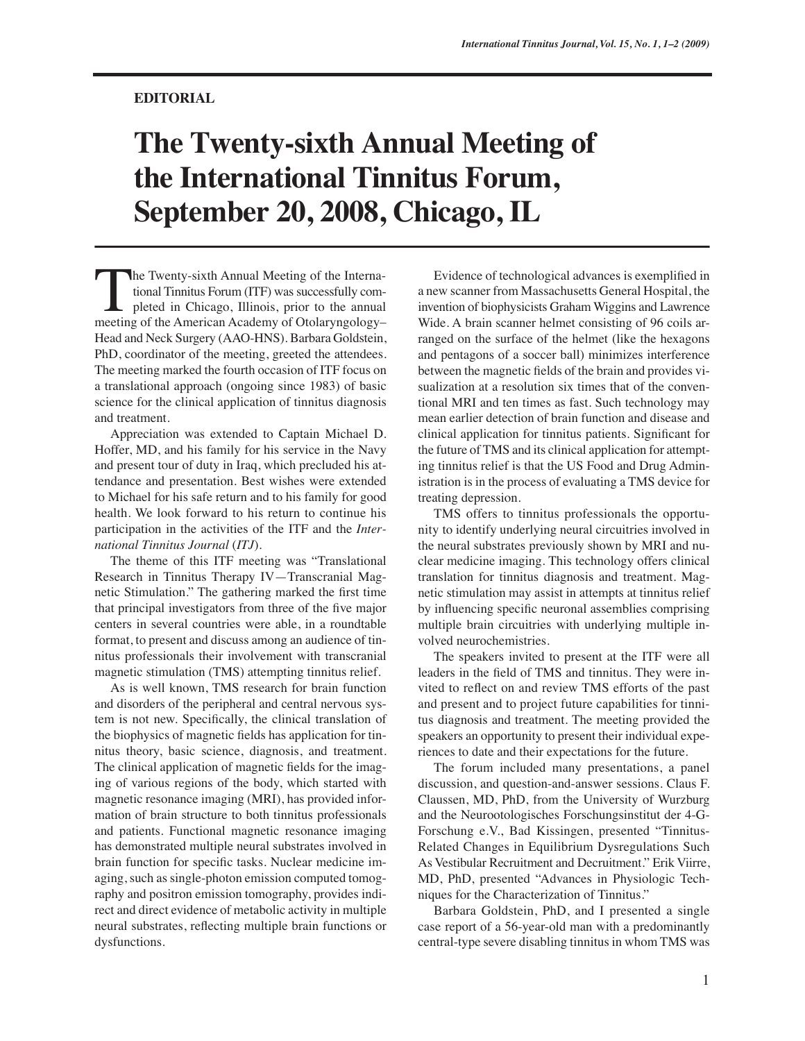**EDITORIAL**

# The Twenty-sixth Annual Meeting of the International Tinnitus Forum, September 20, 2008, Chicago, IL

The Twenty-sixth Annual Meeting of the International Tinnitus Forum (ITF) was successfully completed in Chicago, Illinois, prior to the annual meeting of the American Academy of Otolaryngology–Head and Neck Surgery (AAO-HNS). Barbara Goldstein, PhD, coordinator of the meeting, greeted the attendees. The meeting marked the fourth occasion of ITF focus on a translational approach (ongoing since 1983) of basic science for the clinical application of tinnitus diagnosis and treatment.

Appreciation was extended to Captain Michael D. Hoffer, MD, and his family for his service in the Navy and present tour of duty in Iraq, which precluded his attendance and presentation. Best wishes were extended to Michael for his safe return and to his family for good health. We look forward to his return to continue his participation in the activities of the ITF and the *International Tinnitus Journal* (*ITJ*).

The theme of this ITF meeting was "Translational Research in Tinnitus Therapy IV—Transcranial Magnetic Stimulation." The gathering marked the first time that principal investigators from three of the five major centers in several countries were able, in a roundtable format, to present and discuss among an audience of tinnitus professionals their involvement with transcranial magnetic stimulation (TMS) attempting tinnitus relief.

As is well known, TMS research for brain function and disorders of the peripheral and central nervous system is not new. Specifically, the clinical translation of the biophysics of magnetic fields has application for tinnitus theory, basic science, diagnosis, and treatment. The clinical application of magnetic fields for the imaging of various regions of the body, which started with magnetic resonance imaging (MRI), has provided information of brain structure to both tinnitus professionals and patients. Functional magnetic resonance imaging has demonstrated multiple neural substrates involved in brain function for specific tasks. Nuclear medicine imaging, such as single-photon emission computed tomography and positron emission tomography, provides indirect and direct evidence of metabolic activity in multiple neural substrates, reflecting multiple brain functions or dysfunctions.

Evidence of technological advances is exemplified in a new scanner from Massachusetts General Hospital, the invention of biophysicists Graham Wiggins and Lawrence Wide. A brain scanner helmet consisting of 96 coils arranged on the surface of the helmet (like the hexagons and pentagons of a soccer ball) minimizes interference between the magnetic fields of the brain and provides visualization at a resolution six times that of the conventional MRI and ten times as fast. Such technology may mean earlier detection of brain function and disease and clinical application for tinnitus patients. Significant for the future of TMS and its clinical application for attempting tinnitus relief is that the US Food and Drug Administration is in the process of evaluating a TMS device for treating depression.

TMS offers to tinnitus professionals the opportunity to identify underlying neural circuitries involved in the neural substrates previously shown by MRI and nuclear medicine imaging. This technology offers clinical translation for tinnitus diagnosis and treatment. Magnetic stimulation may assist in attempts at tinnitus relief by influencing specific neuronal assemblies comprising multiple brain circuitries with underlying multiple involved neurochemistries.

The speakers invited to present at the ITF were all leaders in the field of TMS and tinnitus. They were invited to reflect on and review TMS efforts of the past and present and to project future capabilities for tinnitus diagnosis and treatment. The meeting provided the speakers an opportunity to present their individual experiences to date and their expectations for the future.

The forum included many presentations, a panel discussion, and question-and-answer sessions. Claus F. Claussen, MD, PhD, from the University of Wurzburg and the Neurootologisches Forschungsinstitut der 4-G-Forschung e.V., Bad Kissingen, presented "Tinnitus-Related Changes in Equilibrium Dysregulations Such As Vestibular Recruitment and Decruitment." Erik Viirre, MD, PhD, presented "Advances in Physiologic Techniques for the Characterization of Tinnitus."

Barbara Goldstein, PhD, and I presented a single case report of a 56-year-old man with a predominantly central-type severe disabling tinnitus in whom TMS was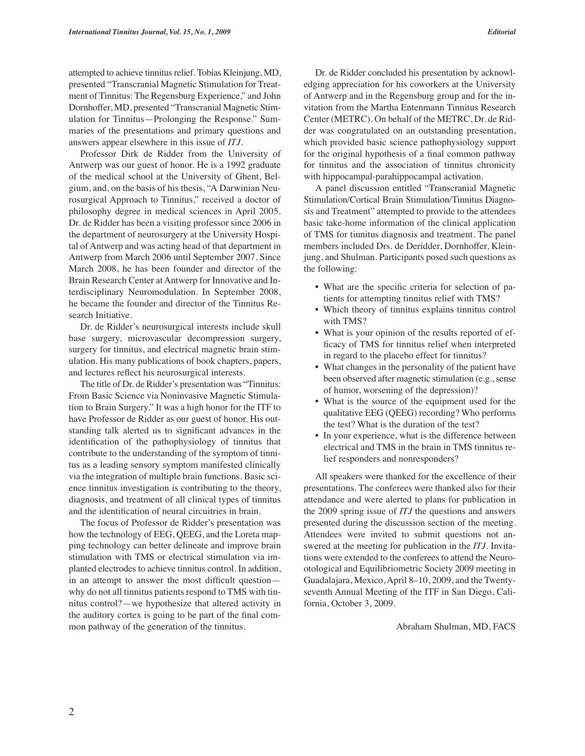attempted to achieve tinnitus relief. Tobias Kleinjung, MD, presented "Transcranial Magnetic Stimulation for Treatment of Tinnitus: The Regensburg Experience," and John Dornhoffer, MD, presented "Transcranial Magnetic Stimulation for Tinnitus—Prolonging the Response." Summaries of the presentations and primary questions and answers appear elsewhere in this issue of *ITJ*.

Professor Dirk de Ridder from the University of Antwerp was our guest of honor. He is a 1992 graduate of the medical school at the University of Ghent, Belgium, and, on the basis of his thesis, "A Darwinian Neurosurgical Approach to Tinnitus," received a doctor of philosophy degree in medical sciences in April 2005. Dr. de Ridder has been a visiting professor since 2006 in the department of neurosurgery at the University Hospital of Antwerp and was acting head of that department in Antwerp from March 2006 until September 2007. Since March 2008, he has been founder and director of the Brain Research Center at Antwerp for Innovative and Interdisciplinary Neuromodulation. In September 2008, he became the founder and director of the Tinnitus Research Initiative.

Dr. de Ridder's neurosurgical interests include skull base surgery, microvascular decompression surgery, surgery for tinnitus, and electrical magnetic brain stimulation. His many publications of book chapters, papers, and lectures reflect his neurosurgical interests.

The title of Dr. de Ridder's presentation was "Tinnitus: From Basic Science via Noninvasive Magnetic Stimulation to Brain Surgery." It was a high honor for the ITF to have Professor de Ridder as our guest of honor. His outstanding talk alerted us to significant advances in the identification of the pathophysiology of tinnitus that contribute to the understanding of the symptom of tinnitus as a leading sensory symptom manifested clinically via the integration of multiple brain functions. Basic science tinnitus investigation is contributing to the theory, diagnosis, and treatment of all clinical types of tinnitus and the identification of neural circuitries in brain.

The focus of Professor de Ridder's presentation was how the technology of EEG, QEEG, and the Loreta mapping technology can better delineate and improve brain stimulation with TMS or electrical stimulation via implanted electrodes to achieve tinnitus control. In addition, in an attempt to answer the most difficult question—why do not all tinnitus patients respond to TMS with tinnitus control?—we hypothesize that altered activity in the auditory cortex is going to be part of the final common pathway of the generation of the tinnitus.

Dr. de Ridder concluded his presentation by acknowledging appreciation for his coworkers at the University of Antwerp and in the Regensburg group and for the invitation from the Martha Entenmann Tinnitus Research Center (METRC). On behalf of the METRC, Dr. de Ridder was congratulated on an outstanding presentation, which provided basic science pathophysiology support for the original hypothesis of a final common pathway for tinnitus and the association of tinnitus chronicity with hippocampal-parahippocampal activation.

A panel discussion entitled "Transcranial Magnetic Stimulation/Cortical Brain Stimulation/Tinnitus Diagnosis and Treatment" attempted to provide to the attendees basic take-home information of the clinical application of TMS for tinnitus diagnosis and treatment. The panel members included Drs. de Deridder, Dornhoffer, Kleinjung, and Shulman. Participants posed such questions as the following:

- What are the specific criteria for selection of patients for attempting tinnitus relief with TMS?
- Which theory of tinnitus explains tinnitus control with TMS?
- What is your opinion of the results reported of efficacy of TMS for tinnitus relief when interpreted in regard to the placebo effect for tinnitus?
- What changes in the personality of the patient have been observed after magnetic stimulation (e.g., sense of humor, worsening of the depression)?
- What is the source of the equipment used for the qualitative EEG (QEEG) recording? Who performs the test? What is the duration of the test?
- In your experience, what is the difference between electrical and TMS in the brain in TMS tinnitus relief responders and nonresponders?

All speakers were thanked for the excellence of their presentations. The conferees were thanked also for their attendance and were alerted to plans for publication in the 2009 spring issue of *ITJ* the questions and answers presented during the discussion section of the meeting. Attendees were invited to submit questions not answered at the meeting for publication in the *ITJ*. Invitations were extended to the conferees to attend the Neurootological and Equilibriometric Society 2009 meeting in Guadalajara, Mexico, April 8–10, 2009, and the Twenty-seventh Annual Meeting of the ITF in San Diego, California, October 3, 2009.

Abraham Shulman, MD, FACS